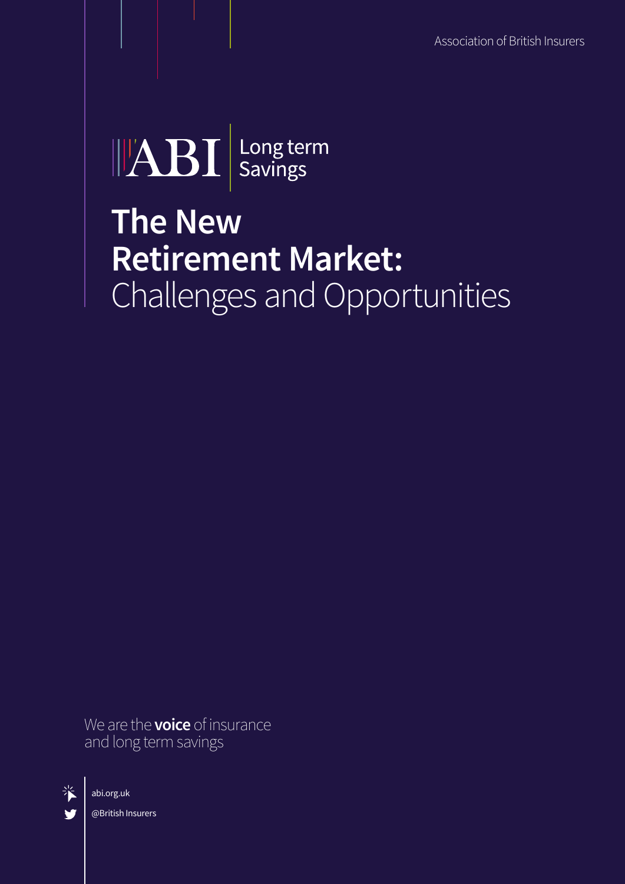Association of British Insurers

ABI | Long term Savings

# The New Retirement Market: Challenges and Opportunities

We are the **voice** of insurance and long term savings

abi.org.uk

@British Insurers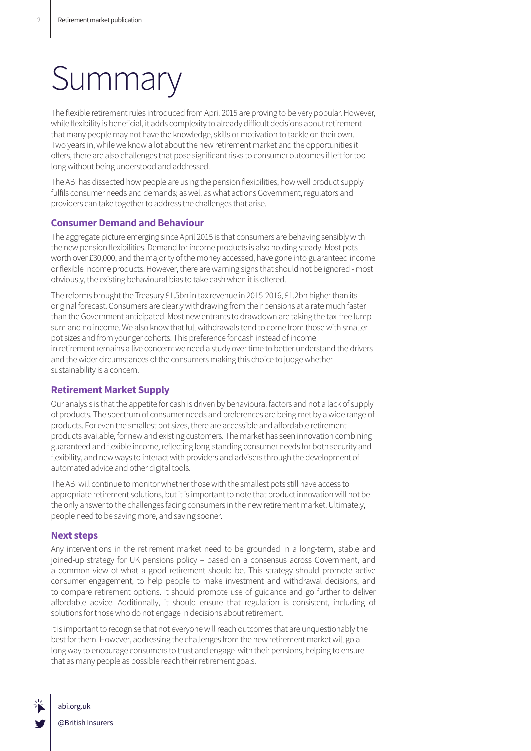# Summary

The flexible retirement rules introduced from April 2015 are proving to be very popular. However, while flexibility is beneficial, it adds complexity to already difficult decisions about retirement that many people may not have the knowledge, skills or motivation to tackle on their own. Two years in, while we know a lot about the new retirement market and the opportunities it offers, there are also challenges that pose significant risks to consumer outcomes if left for too long without being understood and addressed.

The ABI has dissected how people are using the pension flexibilities; how well product supply fulfils consumer needs and demands; as well as what actions Government, regulators and providers can take together to address the challenges that arise.

### Consumer Demand and Behaviour

The aggregate picture emerging since April 2015 is that consumers are behaving sensibly with the new pension flexibilities. Demand for income products is also holding steady. Most pots worth over £30,000, and the majority of the money accessed, have gone into guaranteed income or flexible income products. However, there are warning signs that should not be ignored - most obviously, the existing behavioural bias to take cash when it is offered.

The reforms brought the Treasury £1.5bn in tax revenue in 2015-2016, £1.2bn higher than its original forecast. Consumers are clearly withdrawing from their pensions at a rate much faster than the Government anticipated. Most new entrants to drawdown are taking the tax-free lump sum and no income. We also know that full withdrawals tend to come from those with smaller pot sizes and from younger cohorts. This preference for cash instead of income in retirement remains a live concern: we need a study over time to better understand the drivers and the wider circumstances of the consumers making this choice to judge whether sustainability is a concern.

### Retirement Market Supply

Our analysis is that the appetite for cash is driven by behavioural factors and not a lack of supply of products. The spectrum of consumer needs and preferences are being met by a wide range of products. For even the smallest pot sizes, there are accessible and affordable retirement products available, for new and existing customers. The market has seen innovation combining guaranteed and flexible income, reflecting long-standing consumer needs for both security and flexibility, and new ways to interact with providers and advisers through the development of automated advice and other digital tools.

The ABI will continue to monitor whether those with the smallest pots still have access to appropriate retirement solutions, but it is important to note that product innovation will not be the only answer to the challenges facing consumers in the new retirement market. Ultimately, people need to be saving more, and saving sooner.

### Next steps

Any interventions in the retirement market need to be grounded in a long-term, stable and joined-up strategy for UK pensions policy – based on a consensus across Government, and a common view of what a good retirement should be. This strategy should promote active consumer engagement, to help people to make investment and withdrawal decisions, and to compare retirement options. It should promote use of guidance and go further to deliver affordable advice. Additionally, it should ensure that regulation is consistent, including of solutions for those who do not engage in decisions about retirement.

It is important to recognise that not everyone will reach outcomes that are unquestionably the best for them. However, addressing the challenges from the new retirement market will go a long way to encourage consumers to trust and engage with their pensions, helping to ensure that as many people as possible reach their retirement goals.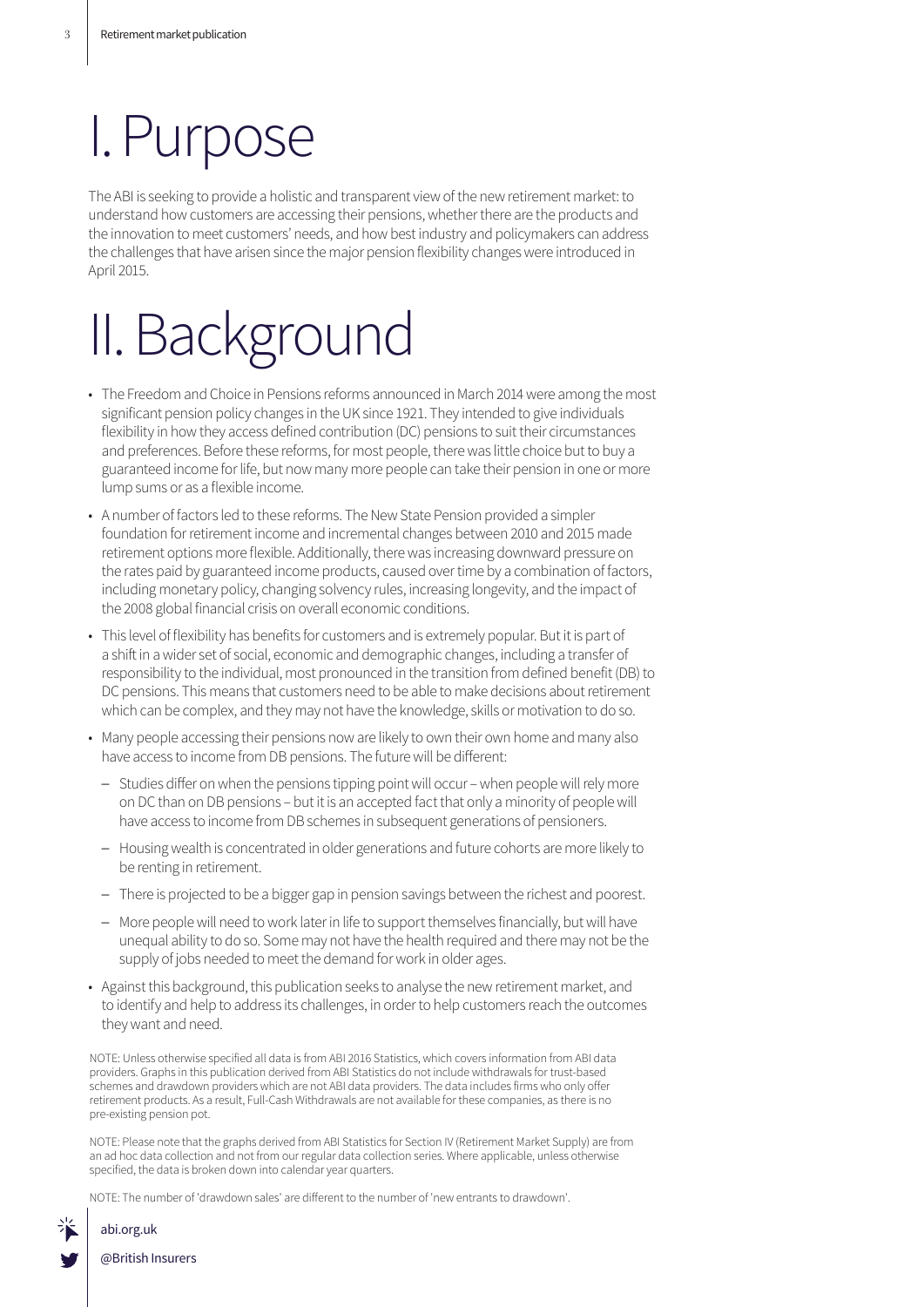# I. Purpose

The ABI is seeking to provide a holistic and transparent view of the new retirement market: to understand how customers are accessing their pensions, whether there are the products and the innovation to meet customers' needs, and how best industry and policymakers can address the challenges that have arisen since the major pension flexibility changes were introduced in April 2015.

# II. Background

- The Freedom and Choice in Pensions reforms announced in March 2014 were among the most significant pension policy changes in the UK since 1921. They intended to give individuals flexibility in how they access defined contribution (DC) pensions to suit their circumstances and preferences. Before these reforms, for most people, there was little choice but to buy a guaranteed income for life, but now many more people can take their pension in one or more lump sums or as a flexible income.
- A number of factors led to these reforms. The New State Pension provided a simpler foundation for retirement income and incremental changes between 2010 and 2015 made retirement options more flexible. Additionally, there was increasing downward pressure on the rates paid by guaranteed income products, caused over time by a combination of factors, including monetary policy, changing solvency rules, increasing longevity, and the impact of the 2008 global financial crisis on overall economic conditions.
- This level of flexibility has benefits for customers and is extremely popular. But it is part of a shift in a wider set of social, economic and demographic changes, including a transfer of responsibility to the individual, most pronounced in the transition from defined benefit (DB) to DC pensions. This means that customers need to be able to make decisions about retirement which can be complex, and they may not have the knowledge, skills or motivation to do so.
- Many people accessing their pensions now are likely to own their own home and many also have access to income from DB pensions. The future will be different:
  - Studies differ on when the pensions tipping point will occur – when people will rely more on DC than on DB pensions – but it is an accepted fact that only a minority of people will have access to income from DB schemes in subsequent generations of pensioners.
  - Housing wealth is concentrated in older generations and future cohorts are more likely to be renting in retirement.
  - There is projected to be a bigger gap in pension savings between the richest and poorest.
  - More people will need to work later in life to support themselves financially, but will have unequal ability to do so. Some may not have the health required and there may not be the supply of jobs needed to meet the demand for work in older ages.
- Against this background, this publication seeks to analyse the new retirement market, and to identify and help to address its challenges, in order to help customers reach the outcomes they want and need.

NOTE: Unless otherwise specified all data is from ABI 2016 Statistics, which covers information from ABI data providers. Graphs in this publication derived from ABI Statistics do not include withdrawals for trust-based schemes and drawdown providers which are not ABI data providers. The data includes firms who only offer retirement products. As a result, Full-Cash Withdrawals are not available for these companies, as there is no pre-existing pension pot.

NOTE: Please note that the graphs derived from ABI Statistics for Section IV (Retirement Market Supply) are from an ad hoc data collection and not from our regular data collection series. Where applicable, unless otherwise specified, the data is broken down into calendar year quarters.

NOTE: The number of 'drawdown sales' are different to the number of 'new entrants to drawdown'.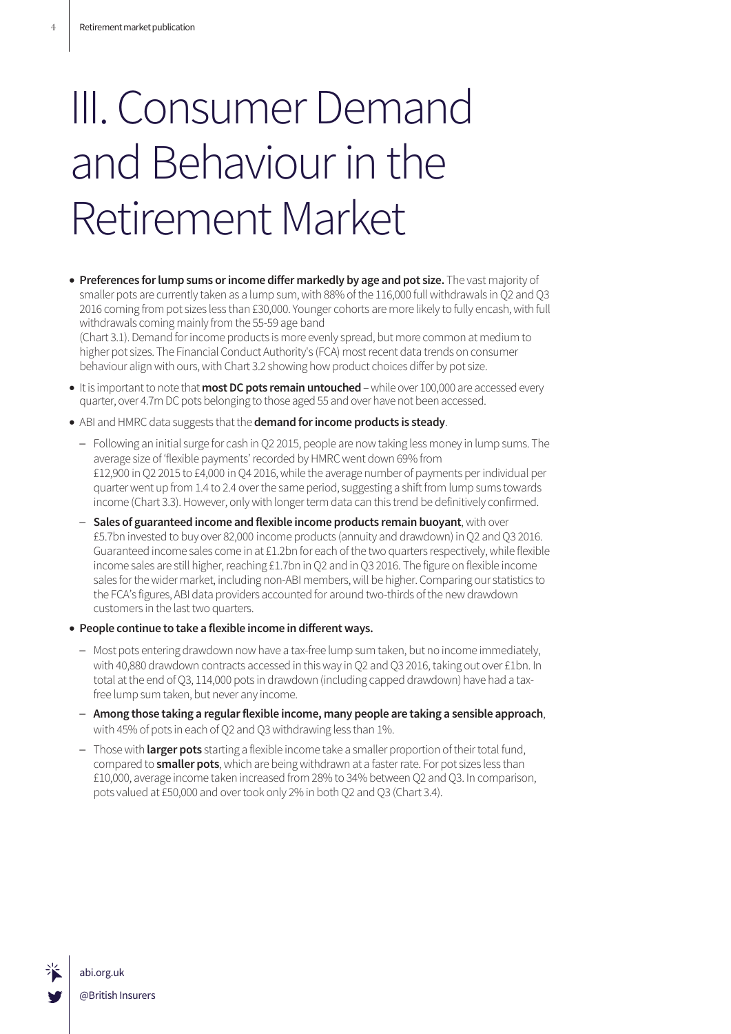# III. Consumer Demand and Behaviour in the Retirement Market

- **Preferences for lump sums or income differ markedly by age and pot size.** The vast majority of smaller pots are currently taken as a lump sum, with 88% of the 116,000 full withdrawals in Q2 and Q3 2016 coming from pot sizes less than £30,000. Younger cohorts are more likely to fully encash, with full withdrawals coming mainly from the 55-59 age band (Chart 3.1). Demand for income products is more evenly spread, but more common at medium to higher pot sizes. The Financial Conduct Authority's (FCA) most recent data trends on consumer behaviour align with ours, with Chart 3.2 showing how product choices differ by pot size.
- It is important to note that **most DC pots remain untouched** – while over 100,000 are accessed every quarter, over 4.7m DC pots belonging to those aged 55 and over have not been accessed.
- ABI and HMRC data suggests that the **demand for income products is steady**.
  - Following an initial surge for cash in Q2 2015, people are now taking less money in lump sums. The average size of 'flexible payments' recorded by HMRC went down 69% from £12,900 in Q2 2015 to £4,000 in Q4 2016, while the average number of payments per individual per quarter went up from 1.4 to 2.4 over the same period, suggesting a shift from lump sums towards income (Chart 3.3). However, only with longer term data can this trend be definitively confirmed.
  - **Sales of guaranteed income and flexible income products remain buoyant**, with over £5.7bn invested to buy over 82,000 income products (annuity and drawdown) in Q2 and Q3 2016. Guaranteed income sales come in at £1.2bn for each of the two quarters respectively, while flexible income sales are still higher, reaching £1.7bn in Q2 and in Q3 2016. The figure on flexible income sales for the wider market, including non-ABI members, will be higher. Comparing our statistics to the FCA's figures, ABI data providers accounted for around two-thirds of the new drawdown customers in the last two quarters.
- **People continue to take a flexible income in different ways.**
  - Most pots entering drawdown now have a tax-free lump sum taken, but no income immediately, with 40,880 drawdown contracts accessed in this way in Q2 and Q3 2016, taking out over £1bn. In total at the end of Q3, 114,000 pots in drawdown (including capped drawdown) have had a tax-free lump sum taken, but never any income.
  - **Among those taking a regular flexible income, many people are taking a sensible approach**, with 45% of pots in each of Q2 and Q3 withdrawing less than 1%.
  - Those with **larger pots** starting a flexible income take a smaller proportion of their total fund, compared to **smaller pots**, which are being withdrawn at a faster rate. For pot sizes less than £10,000, average income taken increased from 28% to 34% between Q2 and Q3. In comparison, pots valued at £50,000 and over took only 2% in both Q2 and Q3 (Chart 3.4).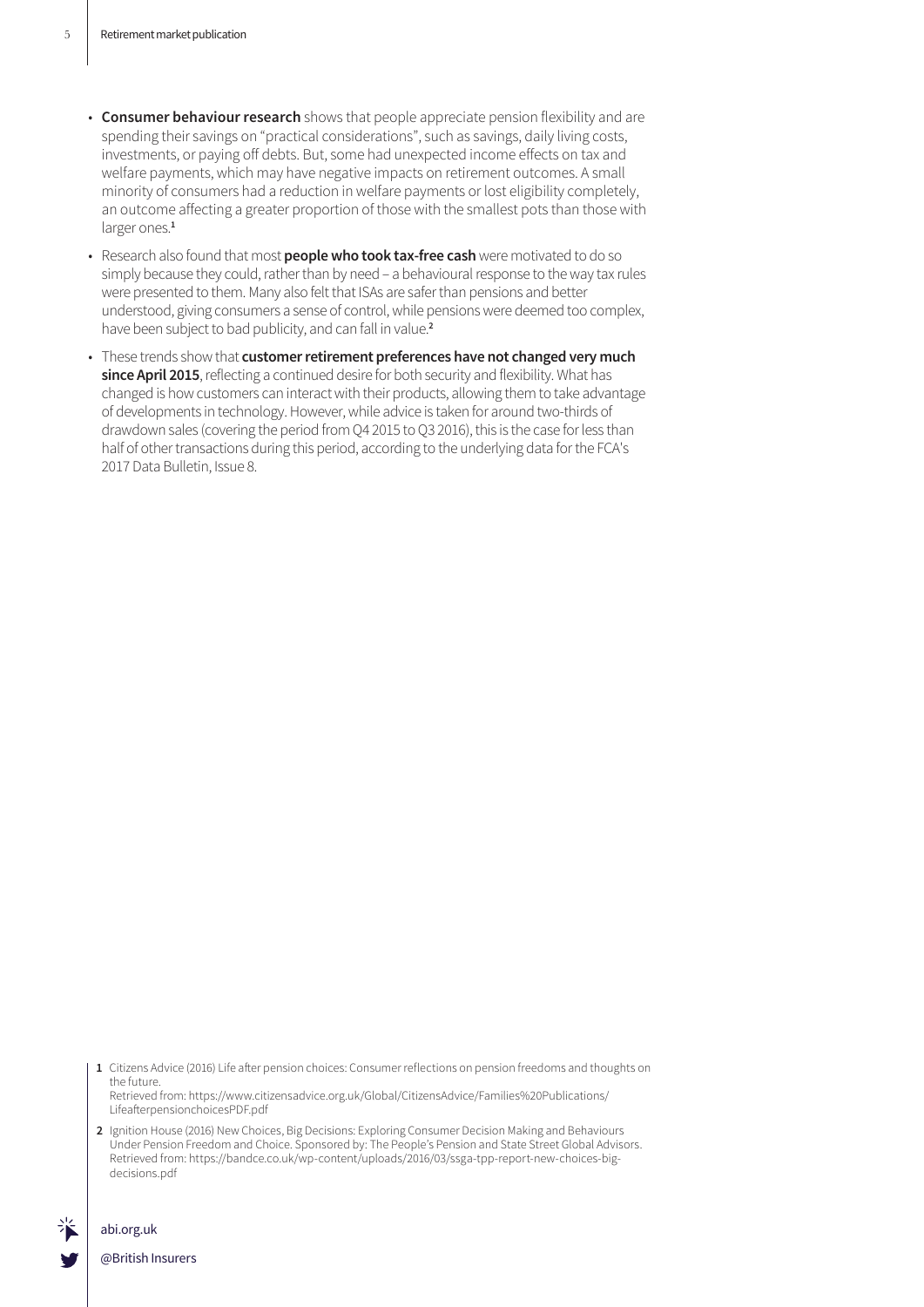- **Consumer behaviour research** shows that people appreciate pension flexibility and are spending their savings on "practical considerations", such as savings, daily living costs, investments, or paying off debts. But, some had unexpected income effects on tax and welfare payments, which may have negative impacts on retirement outcomes. A small minority of consumers had a reduction in welfare payments or lost eligibility completely, an outcome affecting a greater proportion of those with the smallest pots than those with larger ones.[1]
- Research also found that most **people who took tax-free cash** were motivated to do so simply because they could, rather than by need – a behavioural response to the way tax rules were presented to them. Many also felt that ISAs are safer than pensions and better understood, giving consumers a sense of control, while pensions were deemed too complex, have been subject to bad publicity, and can fall in value.[2]
- These trends show that **customer retirement preferences have not changed very much since April 2015**, reflecting a continued desire for both security and flexibility. What has changed is how customers can interact with their products, allowing them to take advantage of developments in technology. However, while advice is taken for around two-thirds of drawdown sales (covering the period from Q4 2015 to Q3 2016), this is the case for less than half of other transactions during this period, according to the underlying data for the FCA's 2017 Data Bulletin, Issue 8.

**1** Citizens Advice (2016) Life after pension choices: Consumer reflections on pension freedoms and thoughts on the future.
Retrieved from: https://www.citizensadvice.org.uk/Global/CitizensAdvice/Families%20Publications/LifeafterpensionchoicesPDF.pdf

**2** Ignition House (2016) New Choices, Big Decisions: Exploring Consumer Decision Making and Behaviours Under Pension Freedom and Choice. Sponsored by: The People's Pension and State Street Global Advisors.
Retrieved from: https://bandce.co.uk/wp-content/uploads/2016/03/ssga-tpp-report-new-choices-big-decisions.pdf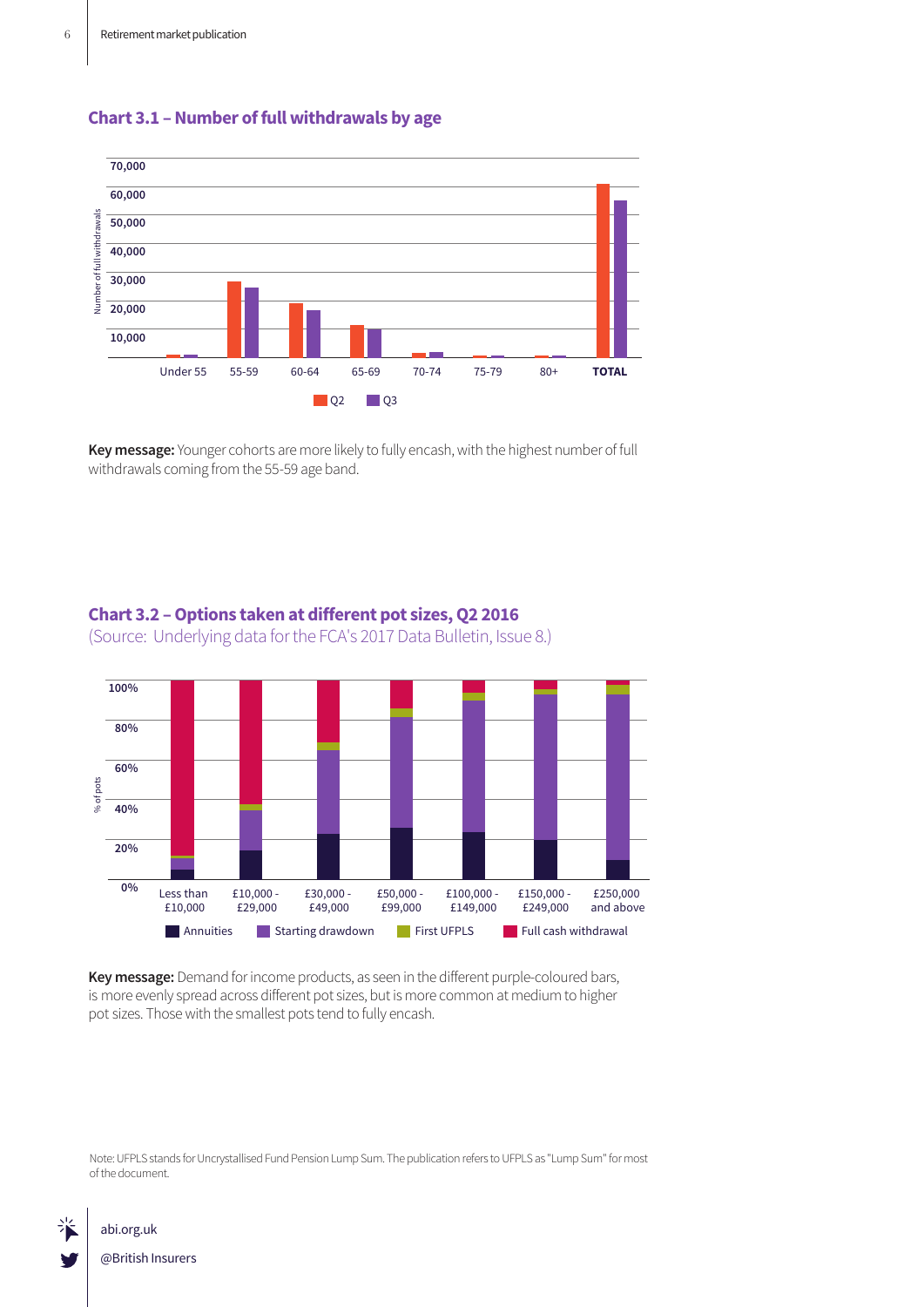### Chart 3.1 – Number of full withdrawals by age

**Key message:** Younger cohorts are more likely to fully encash, with the highest number of full withdrawals coming from the 55-59 age band.

### Chart 3.2 – Options taken at different pot sizes, Q2 2016

(Source: Underlying data for the FCA's 2017 Data Bulletin, Issue 8.)

**Key message:** Demand for income products, as seen in the different purple-coloured bars, is more evenly spread across different pot sizes, but is more common at medium to higher pot sizes. Those with the smallest pots tend to fully encash.

Note: UFPLS stands for Uncrystallised Fund Pension Lump Sum. The publication refers to UFPLS as "Lump Sum" for most of the document.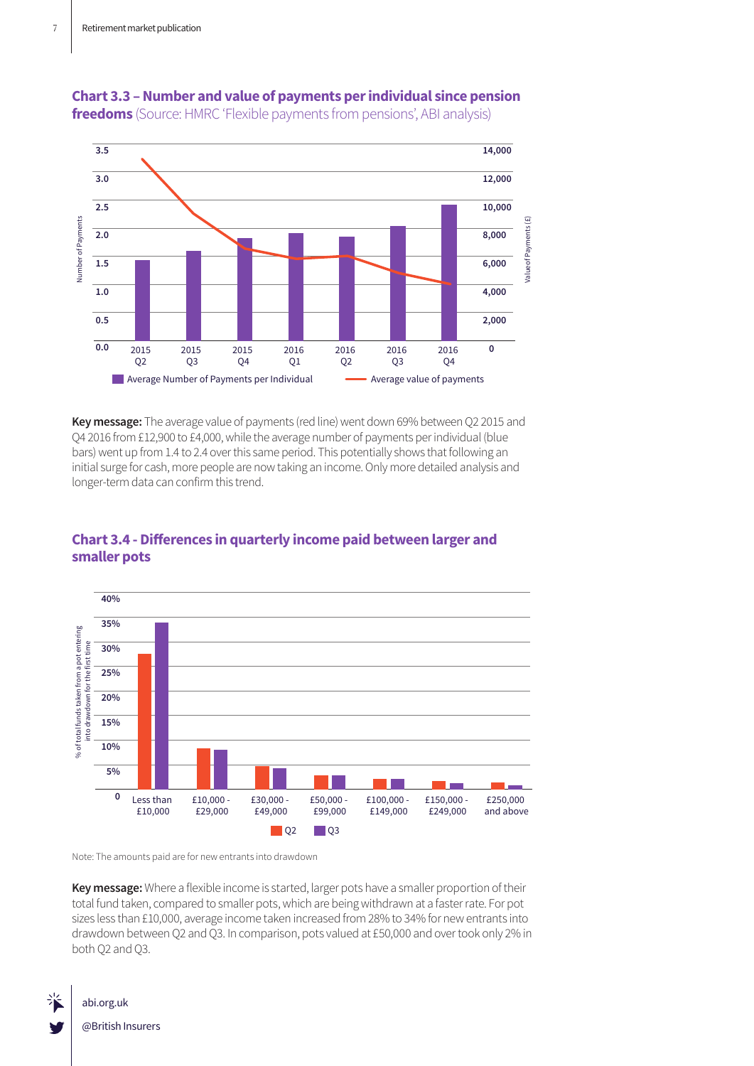**Chart 3.3 – Number and value of payments per individual since pension freedoms** (Source: HMRC 'Flexible payments from pensions', ABI analysis)

**Key message:** The average value of payments (red line) went down 69% between Q2 2015 and Q4 2016 from £12,900 to £4,000, while the average number of payments per individual (blue bars) went up from 1.4 to 2.4 over this same period. This potentially shows that following an initial surge for cash, more people are now taking an income. Only more detailed analysis and longer-term data can confirm this trend.

**Chart 3.4 - Differences in quarterly income paid between larger and smaller pots**

Note: The amounts paid are for new entrants into drawdown

**Key message:** Where a flexible income is started, larger pots have a smaller proportion of their total fund taken, compared to smaller pots, which are being withdrawn at a faster rate. For pot sizes less than £10,000, average income taken increased from 28% to 34% for new entrants into drawdown between Q2 and Q3. In comparison, pots valued at £50,000 and over took only 2% in both Q2 and Q3.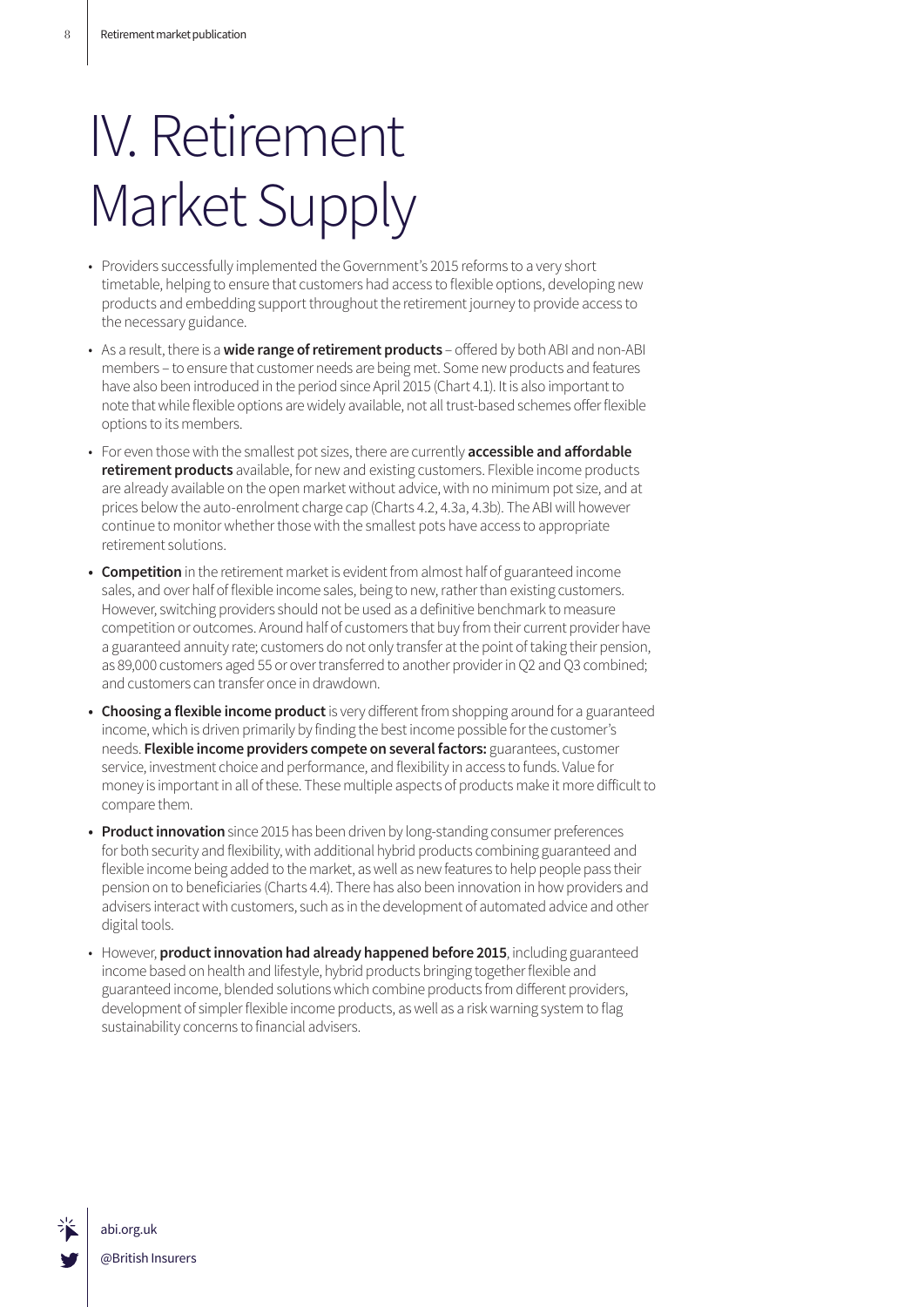# IV. Retirement Market Supply

- Providers successfully implemented the Government's 2015 reforms to a very short timetable, helping to ensure that customers had access to flexible options, developing new products and embedding support throughout the retirement journey to provide access to the necessary guidance.
- As a result, there is a **wide range of retirement products** – offered by both ABI and non-ABI members – to ensure that customer needs are being met. Some new products and features have also been introduced in the period since April 2015 (Chart 4.1). It is also important to note that while flexible options are widely available, not all trust-based schemes offer flexible options to its members.
- For even those with the smallest pot sizes, there are currently **accessible and affordable retirement products** available, for new and existing customers. Flexible income products are already available on the open market without advice, with no minimum pot size, and at prices below the auto-enrolment charge cap (Charts 4.2, 4.3a, 4.3b). The ABI will however continue to monitor whether those with the smallest pots have access to appropriate retirement solutions.
- **Competition** in the retirement market is evident from almost half of guaranteed income sales, and over half of flexible income sales, being to new, rather than existing customers. However, switching providers should not be used as a definitive benchmark to measure competition or outcomes. Around half of customers that buy from their current provider have a guaranteed annuity rate; customers do not only transfer at the point of taking their pension, as 89,000 customers aged 55 or over transferred to another provider in Q2 and Q3 combined; and customers can transfer once in drawdown.
- **Choosing a flexible income product** is very different from shopping around for a guaranteed income, which is driven primarily by finding the best income possible for the customer's needs. **Flexible income providers compete on several factors:** guarantees, customer service, investment choice and performance, and flexibility in access to funds. Value for money is important in all of these. These multiple aspects of products make it more difficult to compare them.
- **Product innovation** since 2015 has been driven by long-standing consumer preferences for both security and flexibility, with additional hybrid products combining guaranteed and flexible income being added to the market, as well as new features to help people pass their pension on to beneficiaries (Charts 4.4). There has also been innovation in how providers and advisers interact with customers, such as in the development of automated advice and other digital tools.
- However, **product innovation had already happened before 2015**, including guaranteed income based on health and lifestyle, hybrid products bringing together flexible and guaranteed income, blended solutions which combine products from different providers, development of simpler flexible income products, as well as a risk warning system to flag sustainability concerns to financial advisers.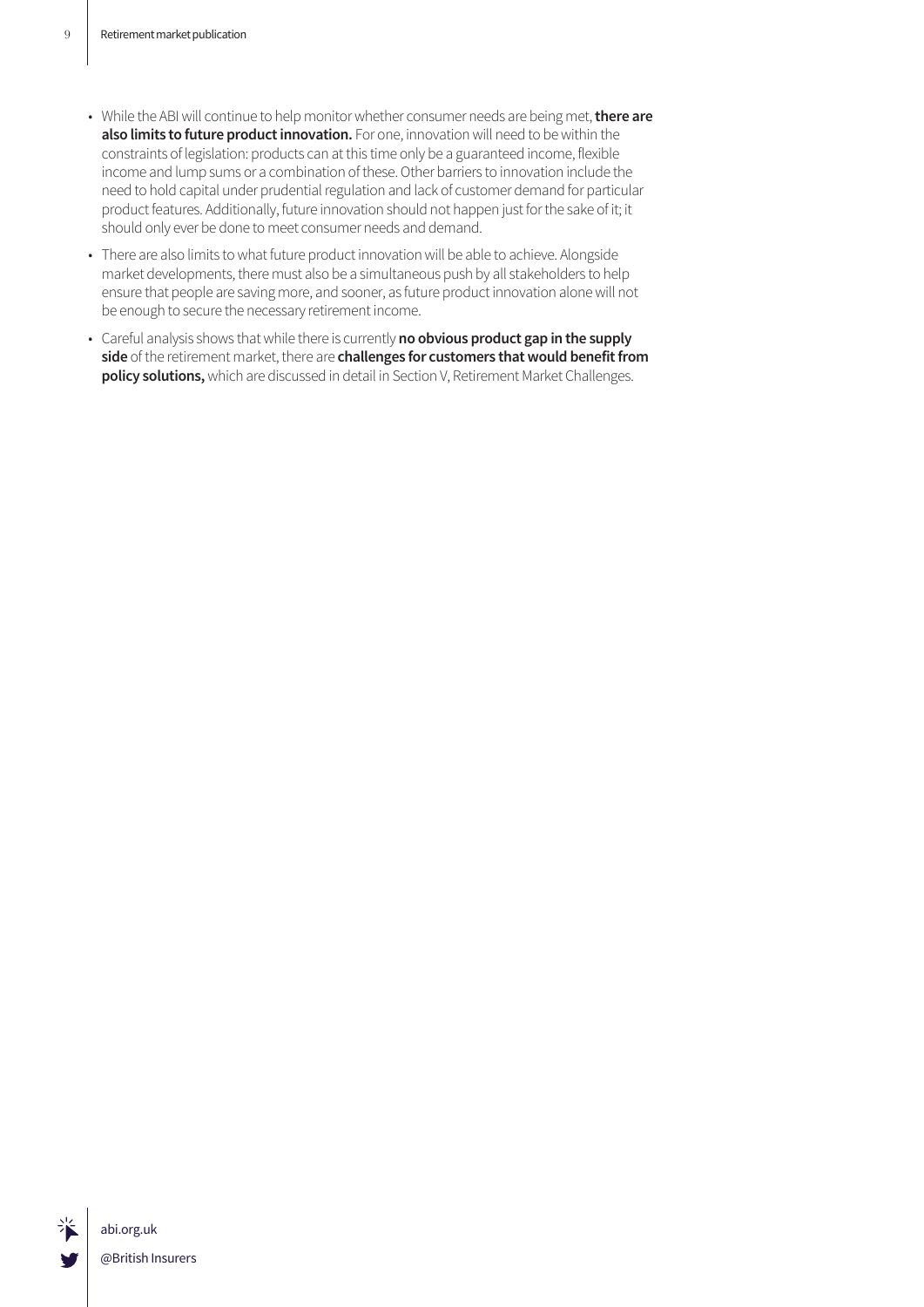- While the ABI will continue to help monitor whether consumer needs are being met, **there are also limits to future product innovation.** For one, innovation will need to be within the constraints of legislation: products can at this time only be a guaranteed income, flexible income and lump sums or a combination of these. Other barriers to innovation include the need to hold capital under prudential regulation and lack of customer demand for particular product features. Additionally, future innovation should not happen just for the sake of it; it should only ever be done to meet consumer needs and demand.
- There are also limits to what future product innovation will be able to achieve. Alongside market developments, there must also be a simultaneous push by all stakeholders to help ensure that people are saving more, and sooner, as future product innovation alone will not be enough to secure the necessary retirement income.
- Careful analysis shows that while there is currently **no obvious product gap in the supply side** of the retirement market, there are **challenges for customers that would benefit from policy solutions,** which are discussed in detail in Section V, Retirement Market Challenges.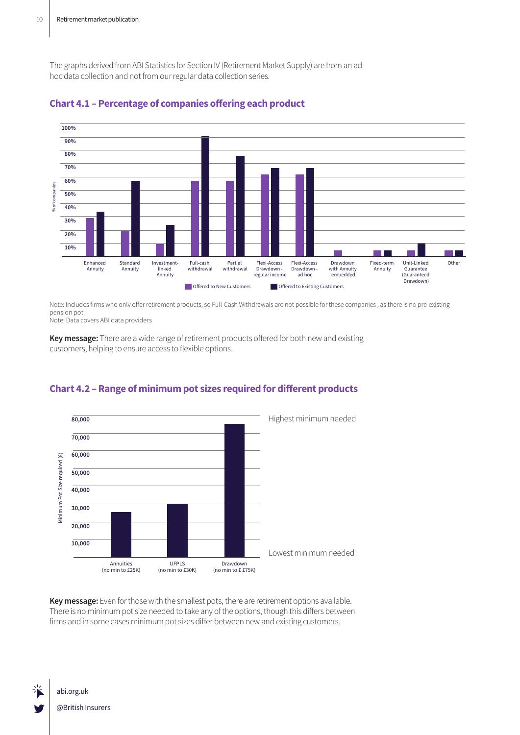The graphs derived from ABI Statistics for Section IV (Retirement Market Supply) are from an ad hoc data collection and not from our regular data collection series.

## Chart 4.1 – Percentage of companies offering each product

Note: Includes firms who only offer retirement products, so Full-Cash Withdrawals are not possible for these companies , as there is no pre-existing pension pot.
Note: Data covers ABI data providers

**Key message:** There are a wide range of retirement products offered for both new and existing customers, helping to ensure access to flexible options.

## Chart 4.2 – Range of minimum pot sizes required for different products

**Key message:** Even for those with the smallest pots, there are retirement options available. There is no minimum pot size needed to take any of the options, though this differs between firms and in some cases minimum pot sizes differ between new and existing customers.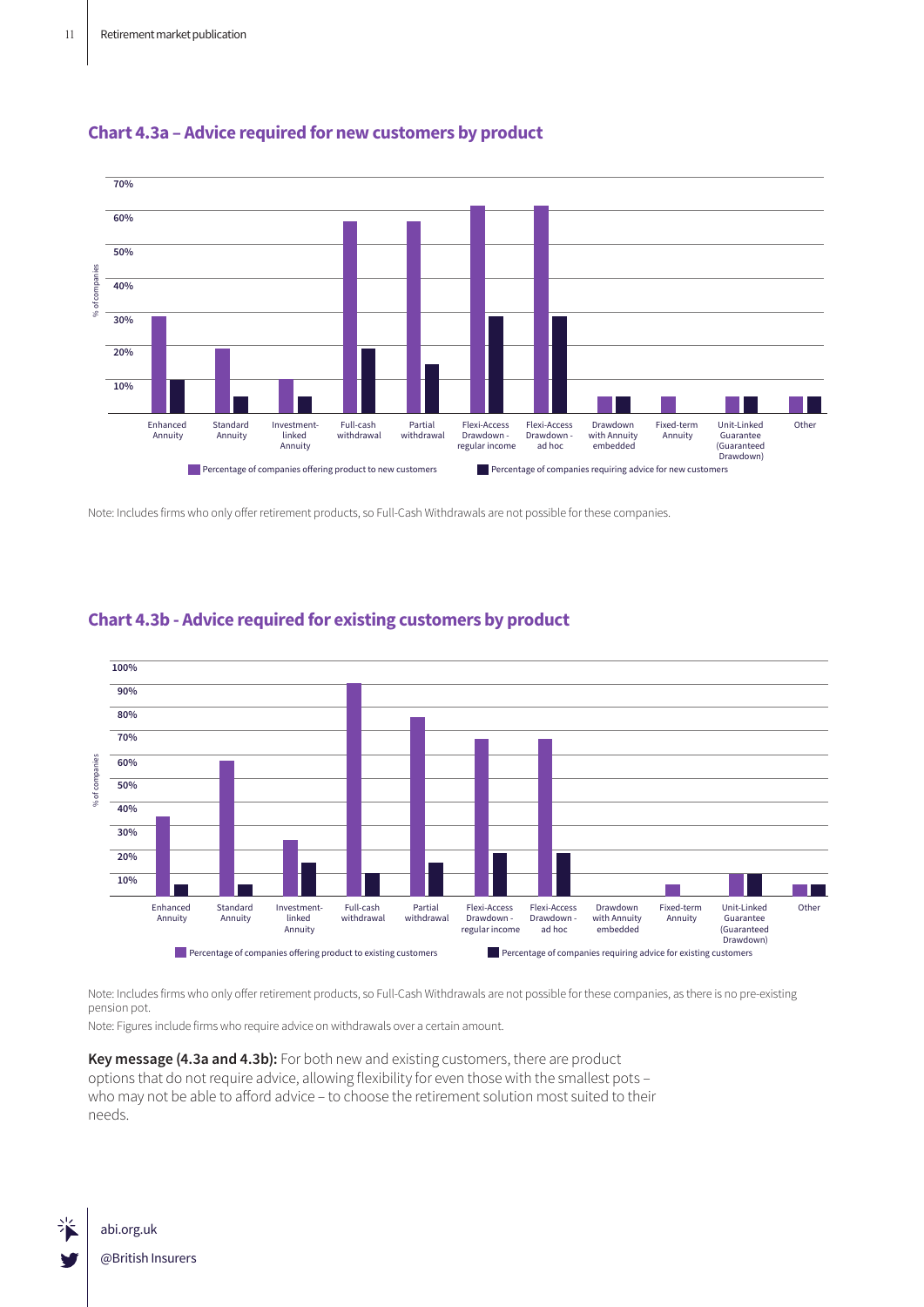## Chart 4.3a – Advice required for new customers by product

Note: Includes firms who only offer retirement products, so Full-Cash Withdrawals are not possible for these companies.

## Chart 4.3b - Advice required for existing customers by product

Note: Includes firms who only offer retirement products, so Full-Cash Withdrawals are not possible for these companies, as there is no pre-existing pension pot.

Note: Figures include firms who require advice on withdrawals over a certain amount.

**Key message (4.3a and 4.3b):** For both new and existing customers, there are product options that do not require advice, allowing flexibility for even those with the smallest pots – who may not be able to afford advice – to choose the retirement solution most suited to their needs.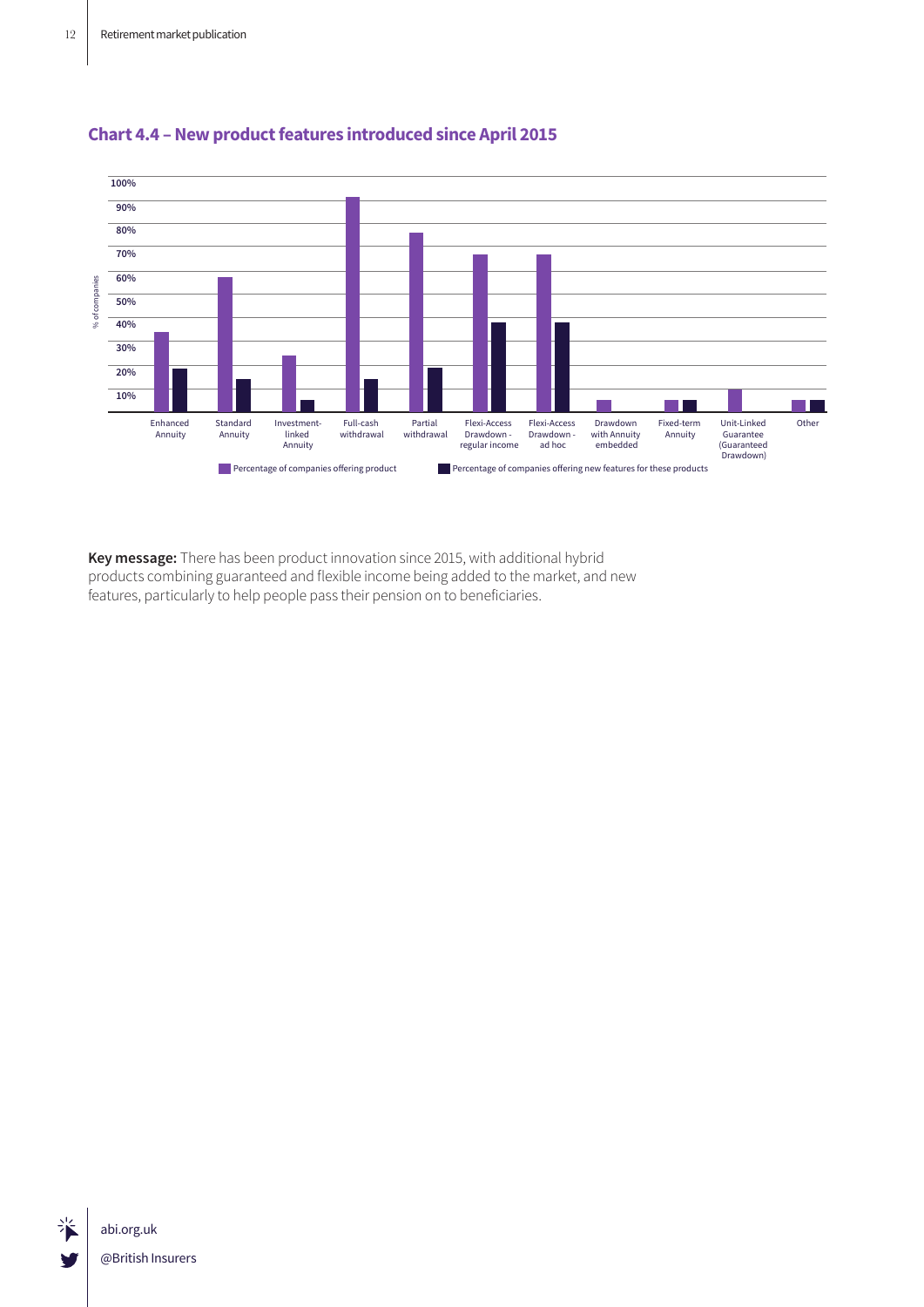## Chart 4.4 – New product features introduced since April 2015

**Key message:** There has been product innovation since 2015, with additional hybrid products combining guaranteed and flexible income being added to the market, and new features, particularly to help people pass their pension on to beneficiaries.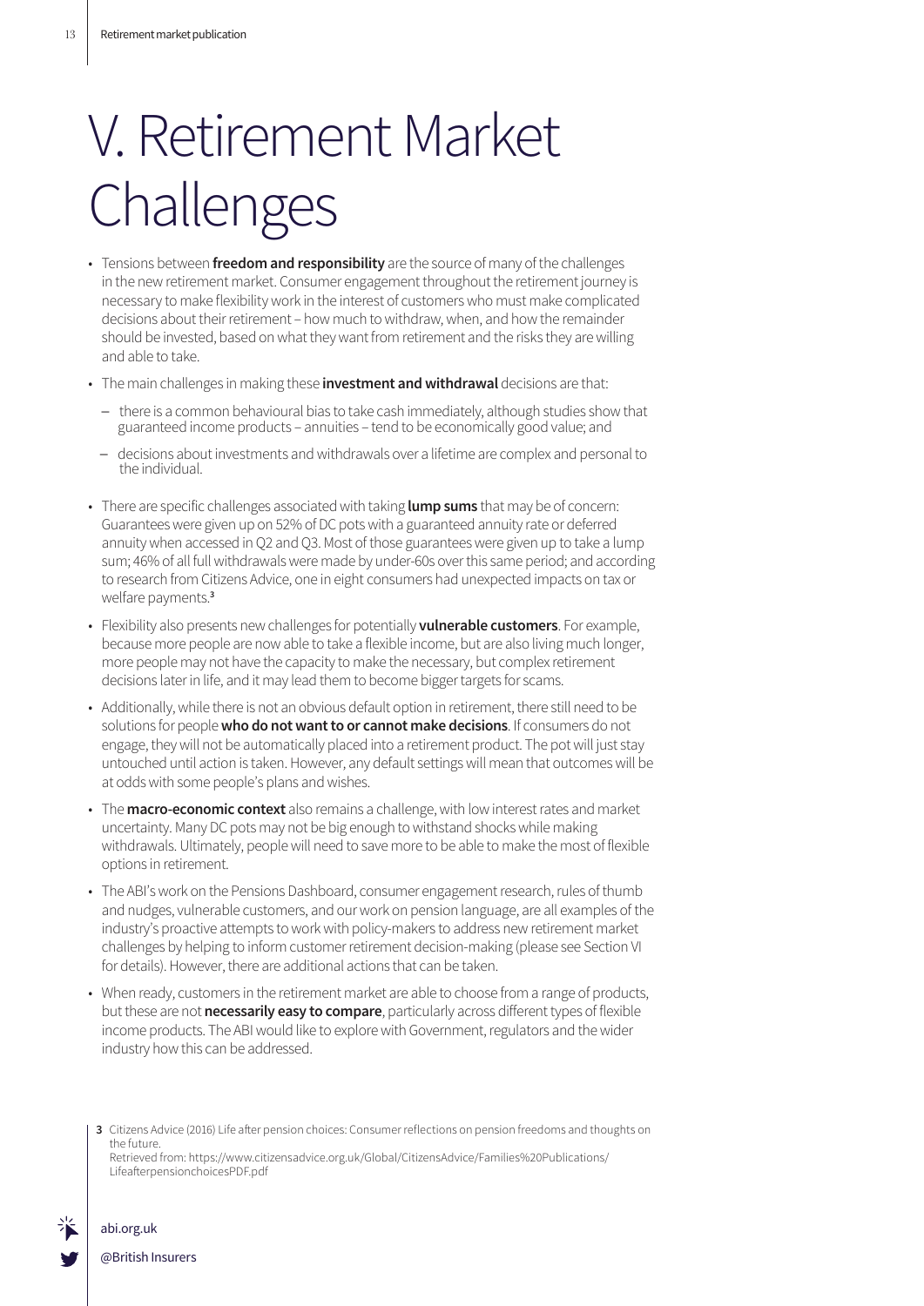# V. Retirement Market Challenges

- Tensions between **freedom and responsibility** are the source of many of the challenges in the new retirement market. Consumer engagement throughout the retirement journey is necessary to make flexibility work in the interest of customers who must make complicated decisions about their retirement – how much to withdraw, when, and how the remainder should be invested, based on what they want from retirement and the risks they are willing and able to take.
- The main challenges in making these **investment and withdrawal** decisions are that:
  - there is a common behavioural bias to take cash immediately, although studies show that guaranteed income products – annuities – tend to be economically good value; and
  - decisions about investments and withdrawals over a lifetime are complex and personal to the individual.
- There are specific challenges associated with taking **lump sums** that may be of concern: Guarantees were given up on 52% of DC pots with a guaranteed annuity rate or deferred annuity when accessed in Q2 and Q3. Most of those guarantees were given up to take a lump sum; 46% of all full withdrawals were made by under-60s over this same period; and according to research from Citizens Advice, one in eight consumers had unexpected impacts on tax or welfare payments.[3]
- Flexibility also presents new challenges for potentially **vulnerable customers**. For example, because more people are now able to take a flexible income, but are also living much longer, more people may not have the capacity to make the necessary, but complex retirement decisions later in life, and it may lead them to become bigger targets for scams.
- Additionally, while there is not an obvious default option in retirement, there still need to be solutions for people **who do not want to or cannot make decisions**. If consumers do not engage, they will not be automatically placed into a retirement product. The pot will just stay untouched until action is taken. However, any default settings will mean that outcomes will be at odds with some people's plans and wishes.
- The **macro-economic context** also remains a challenge, with low interest rates and market uncertainty. Many DC pots may not be big enough to withstand shocks while making withdrawals. Ultimately, people will need to save more to be able to make the most of flexible options in retirement.
- The ABI's work on the Pensions Dashboard, consumer engagement research, rules of thumb and nudges, vulnerable customers, and our work on pension language, are all examples of the industry's proactive attempts to work with policy-makers to address new retirement market challenges by helping to inform customer retirement decision-making (please see Section VI for details). However, there are additional actions that can be taken.
- When ready, customers in the retirement market are able to choose from a range of products, but these are not **necessarily easy to compare**, particularly across different types of flexible income products. The ABI would like to explore with Government, regulators and the wider industry how this can be addressed.

**3** Citizens Advice (2016) Life after pension choices: Consumer reflections on pension freedoms and thoughts on the future.
Retrieved from: https://www.citizensadvice.org.uk/Global/CitizensAdvice/Families%20Publications/LifeafterpensionchoicesPDF.pdf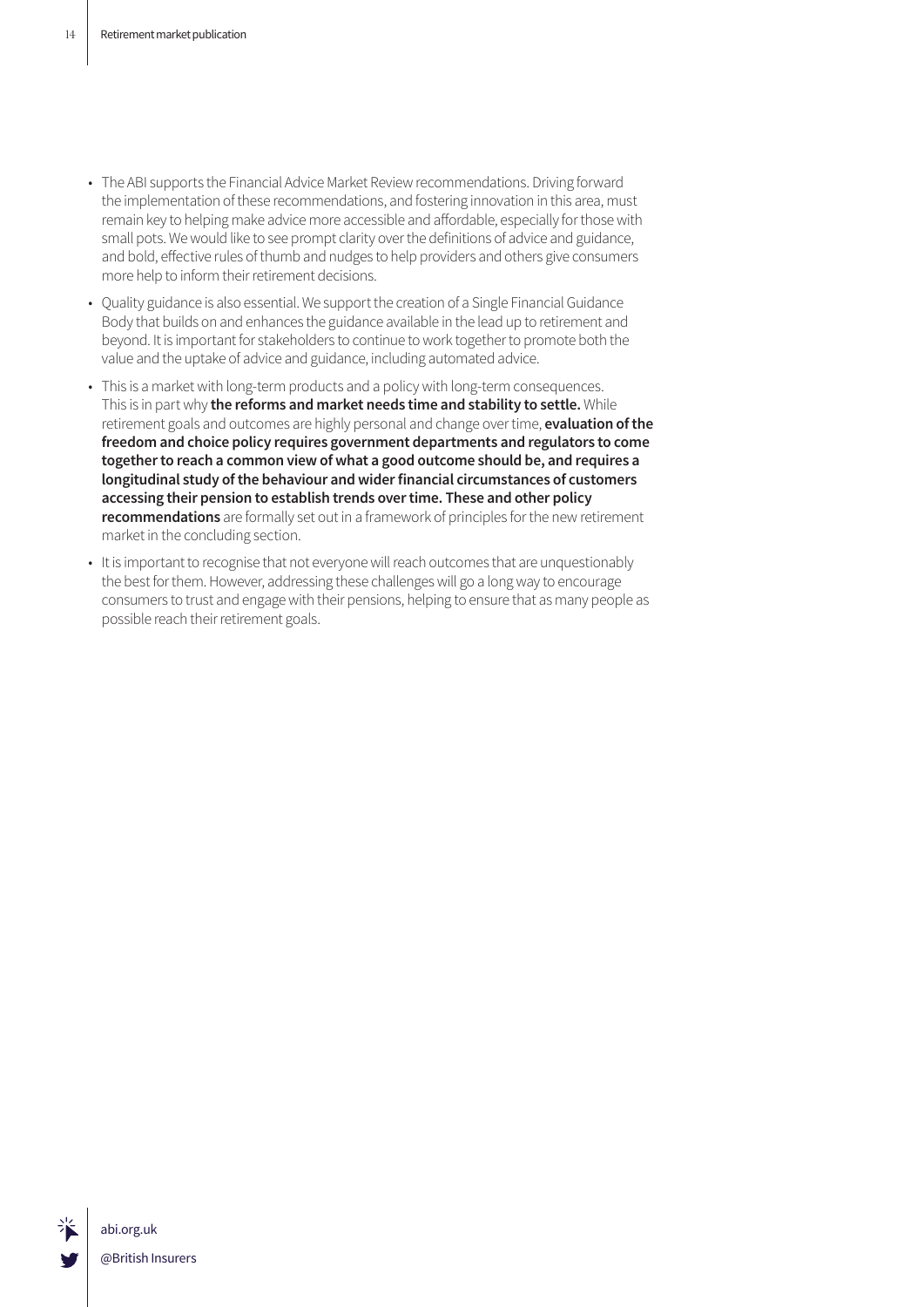- The ABI supports the Financial Advice Market Review recommendations. Driving forward the implementation of these recommendations, and fostering innovation in this area, must remain key to helping make advice more accessible and affordable, especially for those with small pots. We would like to see prompt clarity over the definitions of advice and guidance, and bold, effective rules of thumb and nudges to help providers and others give consumers more help to inform their retirement decisions.
- Quality guidance is also essential. We support the creation of a Single Financial Guidance Body that builds on and enhances the guidance available in the lead up to retirement and beyond. It is important for stakeholders to continue to work together to promote both the value and the uptake of advice and guidance, including automated advice.
- This is a market with long-term products and a policy with long-term consequences. This is in part why **the reforms and market needs time and stability to settle.** While retirement goals and outcomes are highly personal and change over time, **evaluation of the freedom and choice policy requires government departments and regulators to come together to reach a common view of what a good outcome should be, and requires a longitudinal study of the behaviour and wider financial circumstances of customers accessing their pension to establish trends over time. These and other policy recommendations** are formally set out in a framework of principles for the new retirement market in the concluding section.
- It is important to recognise that not everyone will reach outcomes that are unquestionably the best for them. However, addressing these challenges will go a long way to encourage consumers to trust and engage with their pensions, helping to ensure that as many people as possible reach their retirement goals.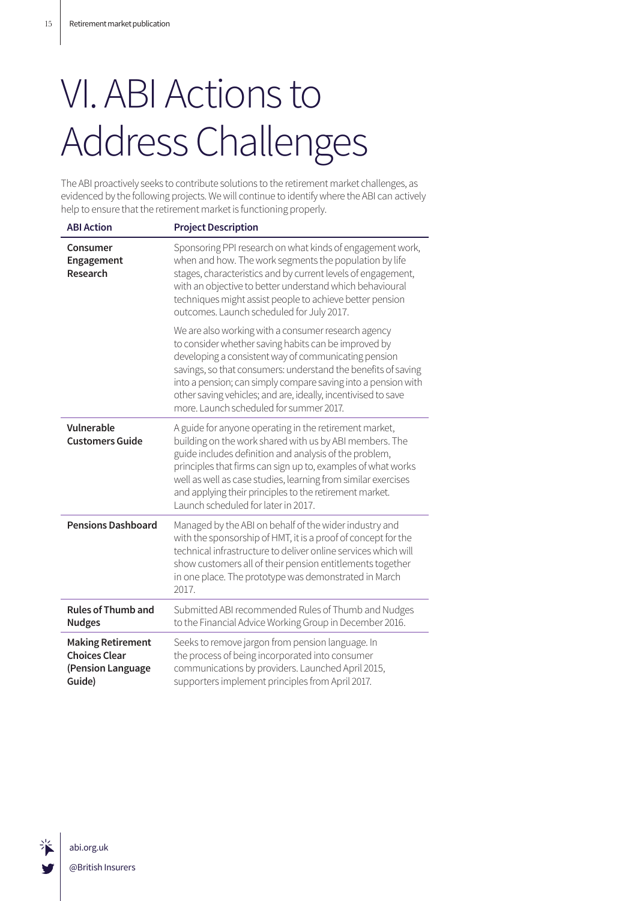# VI. ABI Actions to Address Challenges

The ABI proactively seeks to contribute solutions to the retirement market challenges, as evidenced by the following projects. We will continue to identify where the ABI can actively help to ensure that the retirement market is functioning properly.

| ABI Action | Project Description |
|---|---|
| **Consumer Engagement Research** | Sponsoring PPI research on what kinds of engagement work, when and how. The work segments the population by life stages, characteristics and by current levels of engagement, with an objective to better understand which behavioural techniques might assist people to achieve better pension outcomes. Launch scheduled for July 2017.<br><br>We are also working with a consumer research agency to consider whether saving habits can be improved by developing a consistent way of communicating pension savings, so that consumers: understand the benefits of saving into a pension; can simply compare saving into a pension with other saving vehicles; and are, ideally, incentivised to save more. Launch scheduled for summer 2017. |
| **Vulnerable Customers Guide** | A guide for anyone operating in the retirement market, building on the work shared with us by ABI members. The guide includes definition and analysis of the problem, principles that firms can sign up to, examples of what works well as well as case studies, learning from similar exercises and applying their principles to the retirement market. Launch scheduled for later in 2017. |
| **Pensions Dashboard** | Managed by the ABI on behalf of the wider industry and with the sponsorship of HMT, it is a proof of concept for the technical infrastructure to deliver online services which will show customers all of their pension entitlements together in one place. The prototype was demonstrated in March 2017. |
| **Rules of Thumb and Nudges** | Submitted ABI recommended Rules of Thumb and Nudges to the Financial Advice Working Group in December 2016. |
| **Making Retirement Choices Clear (Pension Language Guide)** | Seeks to remove jargon from pension language. In the process of being incorporated into consumer communications by providers. Launched April 2015, supporters implement principles from April 2017. |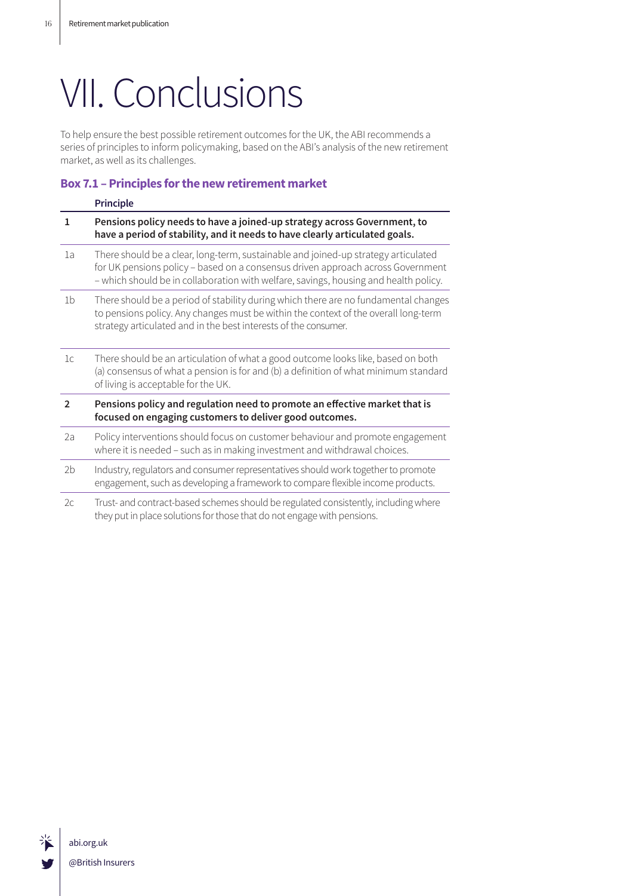# VII. Conclusions

To help ensure the best possible retirement outcomes for the UK, the ABI recommends a series of principles to inform policymaking, based on the ABI's analysis of the new retirement market, as well as its challenges.

### Box 7.1 – Principles for the new retirement market

| | Principle |
|---|---|
| **1** | **Pensions policy needs to have a joined-up strategy across Government, to have a period of stability, and it needs to have clearly articulated goals.** |
| 1a | There should be a clear, long-term, sustainable and joined-up strategy articulated for UK pensions policy – based on a consensus driven approach across Government – which should be in collaboration with welfare, savings, housing and health policy. |
| 1b | There should be a period of stability during which there are no fundamental changes to pensions policy. Any changes must be within the context of the overall long-term strategy articulated and in the best interests of the consumer. |
| 1c | There should be an articulation of what a good outcome looks like, based on both (a) consensus of what a pension is for and (b) a definition of what minimum standard of living is acceptable for the UK. |
| **2** | **Pensions policy and regulation need to promote an effective market that is focused on engaging customers to deliver good outcomes.** |
| 2a | Policy interventions should focus on customer behaviour and promote engagement where it is needed – such as in making investment and withdrawal choices. |
| 2b | Industry, regulators and consumer representatives should work together to promote engagement, such as developing a framework to compare flexible income products. |
| 2c | Trust- and contract-based schemes should be regulated consistently, including where they put in place solutions for those that do not engage with pensions. |

abi.org.uk

@British Insurers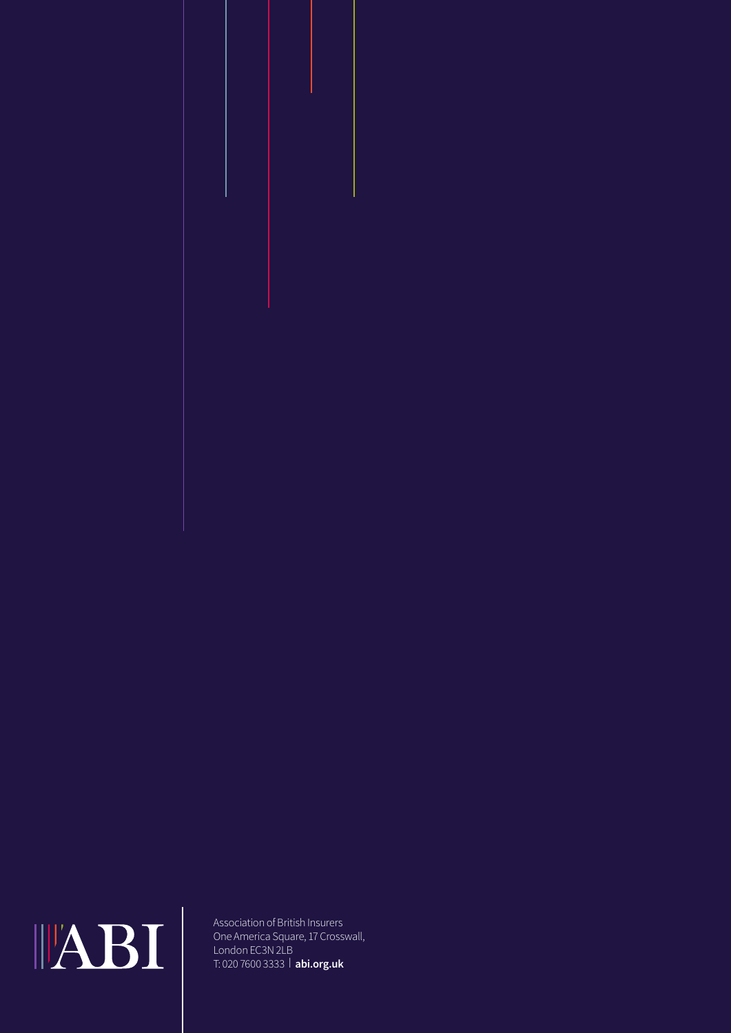ABI

Association of British Insurers
One America Square, 17 Crosswall,
London EC3N 2LB
T: 020 7600 3333 | **abi.org.uk**